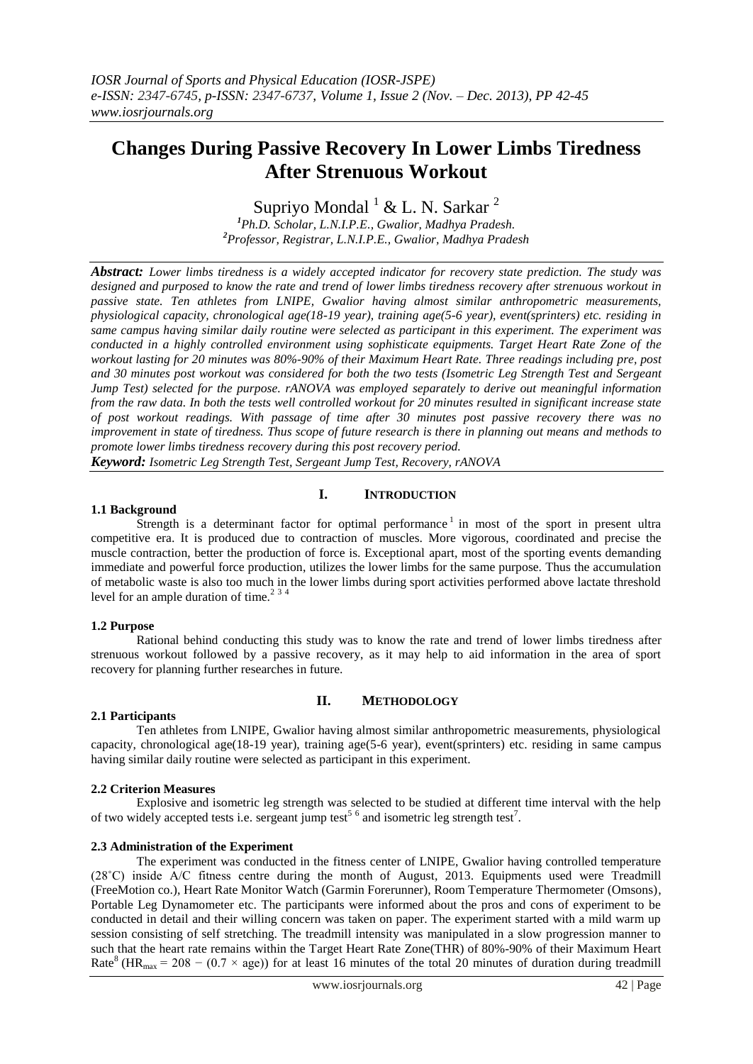# Changes During Passive Recovery In Lower Limbs Tiredness After Strenuous Workout

Supriyo Mondal [1] & L. N. Sarkar [2]

[1]*Ph.D. Scholar, L.N.I.P.E., Gwalior, Madhya Pradesh.*
[2]*Professor, Registrar, L.N.I.P.E., Gwalior, Madhya Pradesh*

***Abstract:*** *Lower limbs tiredness is a widely accepted indicator for recovery state prediction. The study was designed and purposed to know the rate and trend of lower limbs tiredness recovery after strenuous workout in passive state. Ten athletes from LNIPE, Gwalior having almost similar anthropometric measurements, physiological capacity, chronological age(18-19 year), training age(5-6 year), event(sprinters) etc. residing in same campus having similar daily routine were selected as participant in this experiment. The experiment was conducted in a highly controlled environment using sophisticate equipments. Target Heart Rate Zone of the workout lasting for 20 minutes was 80%-90% of their Maximum Heart Rate. Three readings including pre, post and 30 minutes post workout was considered for both the two tests (Isometric Leg Strength Test and Sergeant Jump Test) selected for the purpose. rANOVA was employed separately to derive out meaningful information from the raw data. In both the tests well controlled workout for 20 minutes resulted in significant increase state of post workout readings. With passage of time after 30 minutes post passive recovery there was no improvement in state of tiredness. Thus scope of future research is there in planning out means and methods to promote lower limbs tiredness recovery during this post recovery period.*

***Keyword:*** *Isometric Leg Strength Test, Sergeant Jump Test, Recovery, rANOVA*

## I. INTRODUCTION

### 1.1 Background

Strength is a determinant factor for optimal performance [1] in most of the sport in present ultra competitive era. It is produced due to contraction of muscles. More vigorous, coordinated and precise the muscle contraction, better the production of force is. Exceptional apart, most of the sporting events demanding immediate and powerful force production, utilizes the lower limbs for the same purpose. Thus the accumulation of metabolic waste is also too much in the lower limbs during sport activities performed above lactate threshold level for an ample duration of time. [2 3 4]

### 1.2 Purpose

Rational behind conducting this study was to know the rate and trend of lower limbs tiredness after strenuous workout followed by a passive recovery, as it may help to aid information in the area of sport recovery for planning further researches in future.

## II. METHODOLOGY

### 2.1 Participants

Ten athletes from LNIPE, Gwalior having almost similar anthropometric measurements, physiological capacity, chronological age(18-19 year), training age(5-6 year), event(sprinters) etc. residing in same campus having similar daily routine were selected as participant in this experiment.

### 2.2 Criterion Measures

Explosive and isometric leg strength was selected to be studied at different time interval with the help of two widely accepted tests i.e. sergeant jump test [5 6] and isometric leg strength test [7].

### 2.3 Administration of the Experiment

The experiment was conducted in the fitness center of LNIPE, Gwalior having controlled temperature (28˚C) inside A/C fitness centre during the month of August, 2013. Equipments used were Treadmill (FreeMotion co.), Heart Rate Monitor Watch (Garmin Forerunner), Room Temperature Thermometer (Omsons), Portable Leg Dynamometer etc. The participants were informed about the pros and cons of experiment to be conducted in detail and their willing concern was taken on paper. The experiment started with a mild warm up session consisting of self stretching. The treadmill intensity was manipulated in a slow progression manner to such that the heart rate remains within the Target Heart Rate Zone(THR) of 80%-90% of their Maximum Heart Rate [8] ($HR_{max} = 208 - (0.7 \times age)$) for at least 16 minutes of the total 20 minutes of duration during treadmill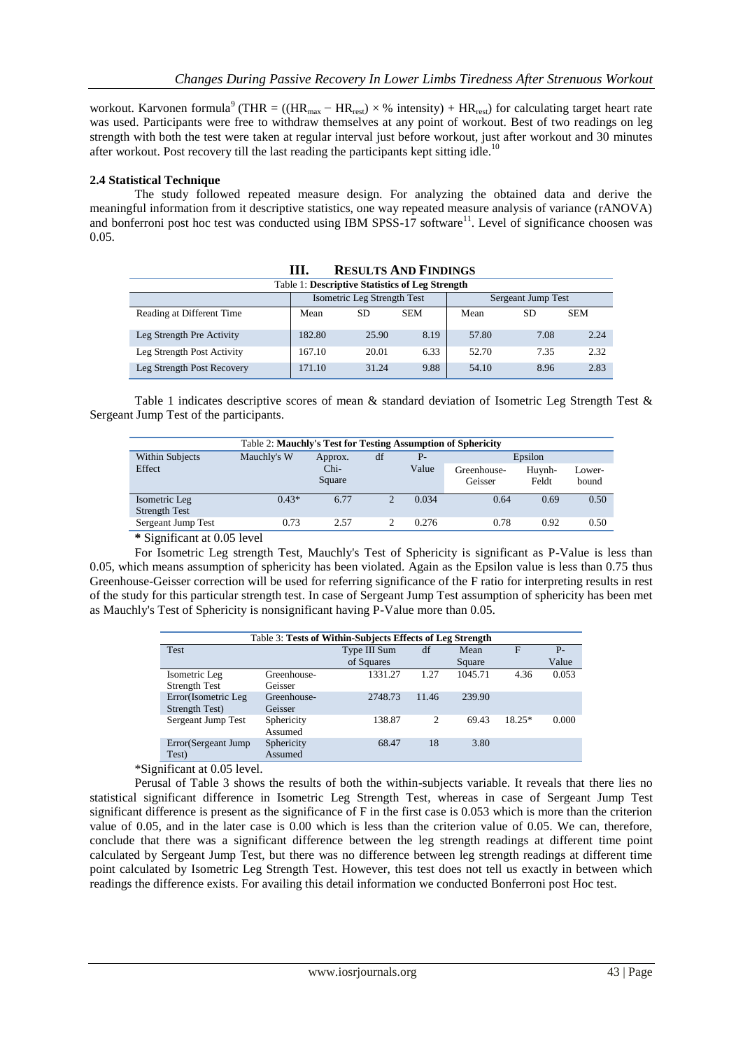workout. Karvonen formula[9] (THR = $((HR_{max} - HR_{rest}) \times \%\ intensity) + HR_{rest}$) for calculating target heart rate was used. Participants were free to withdraw themselves at any point of workout. Best of two readings on leg strength with both the test were taken at regular interval just before workout, just after workout and 30 minutes after workout. Post recovery till the last reading the participants kept sitting idle.[10]

### 2.4 Statistical Technique

The study followed repeated measure design. For analyzing the obtained data and derive the meaningful information from it descriptive statistics, one way repeated measure analysis of variance (rANOVA) and bonferroni post hoc test was conducted using IBM SPSS-17 software[11]. Level of significance choosen was 0.05.

## III. Results And Findings

Table 1: **Descriptive Statistics of Leg Strength**

| | Isometric Leg Strength Test | | | Sergeant Jump Test | | |
|---|---|---|---|---|---|---|
| Reading at Different Time | Mean | SD | SEM | Mean | SD | SEM |
| Leg Strength Pre Activity | 182.80 | 25.90 | 8.19 | 57.80 | 7.08 | 2.24 |
| Leg Strength Post Activity | 167.10 | 20.01 | 6.33 | 52.70 | 7.35 | 2.32 |
| Leg Strength Post Recovery | 171.10 | 31.24 | 9.88 | 54.10 | 8.96 | 2.83 |

Table 1 indicates descriptive scores of mean & standard deviation of Isometric Leg Strength Test & Sergeant Jump Test of the participants.

Table 2: **Mauchly's Test for Testing Assumption of Sphericity**

| Within Subjects Effect | Mauchly's W | Approx. Chi-Square | df | P-Value | Epsilon | | |
|---|---|---|---|---|---|---|---|
| | | | | | Greenhouse-Geisser | Huynh-Feldt | Lower-bound |
| Isometric Leg Strength Test | 0.43* | 6.77 | 2 | 0.034 | 0.64 | 0.69 | 0.50 |
| Sergeant Jump Test | 0.73 | 2.57 | 2 | 0.276 | 0.78 | 0.92 | 0.50 |

**\*** Significant at 0.05 level

For Isometric Leg strength Test, Mauchly's Test of Sphericity is significant as P-Value is less than 0.05, which means assumption of sphericity has been violated. Again as the Epsilon value is less than 0.75 thus Greenhouse-Geisser correction will be used for referring significance of the F ratio for interpreting results in rest of the study for this particular strength test. In case of Sergeant Jump Test assumption of sphericity has been met as Mauchly's Test of Sphericity is nonsignificant having P-Value more than 0.05.

Table 3: **Tests of Within-Subjects Effects of Leg Strength**

| Test | | Type III Sum of Squares | df | Mean Square | F | P-Value |
|---|---|---|---|---|---|---|
| Isometric Leg Strength Test | Greenhouse-Geisser | 1331.27 | 1.27 | 1045.71 | 4.36 | 0.053 |
| Error(Isometric Leg Strength Test) | Greenhouse-Geisser | 2748.73 | 11.46 | 239.90 | | |
| Sergeant Jump Test | Sphericity Assumed | 138.87 | 2 | 69.43 | 18.25* | 0.000 |
| Error(Sergeant Jump Test) | Sphericity Assumed | 68.47 | 18 | 3.80 | | |

*Significant at 0.05 level.

Perusal of Table 3 shows the results of both the within-subjects variable. It reveals that there lies no statistical significant difference in Isometric Leg Strength Test, whereas in case of Sergeant Jump Test significant difference is present as the significance of F in the first case is 0.053 which is more than the criterion value of 0.05, and in the later case is 0.00 which is less than the criterion value of 0.05. We can, therefore, conclude that there was a significant difference between the leg strength readings at different time point calculated by Sergeant Jump Test, but there was no difference between leg strength readings at different time point calculated by Isometric Leg Strength Test. However, this test does not tell us exactly in between which readings the difference exists. For availing this detail information we conducted Bonferroni post Hoc test.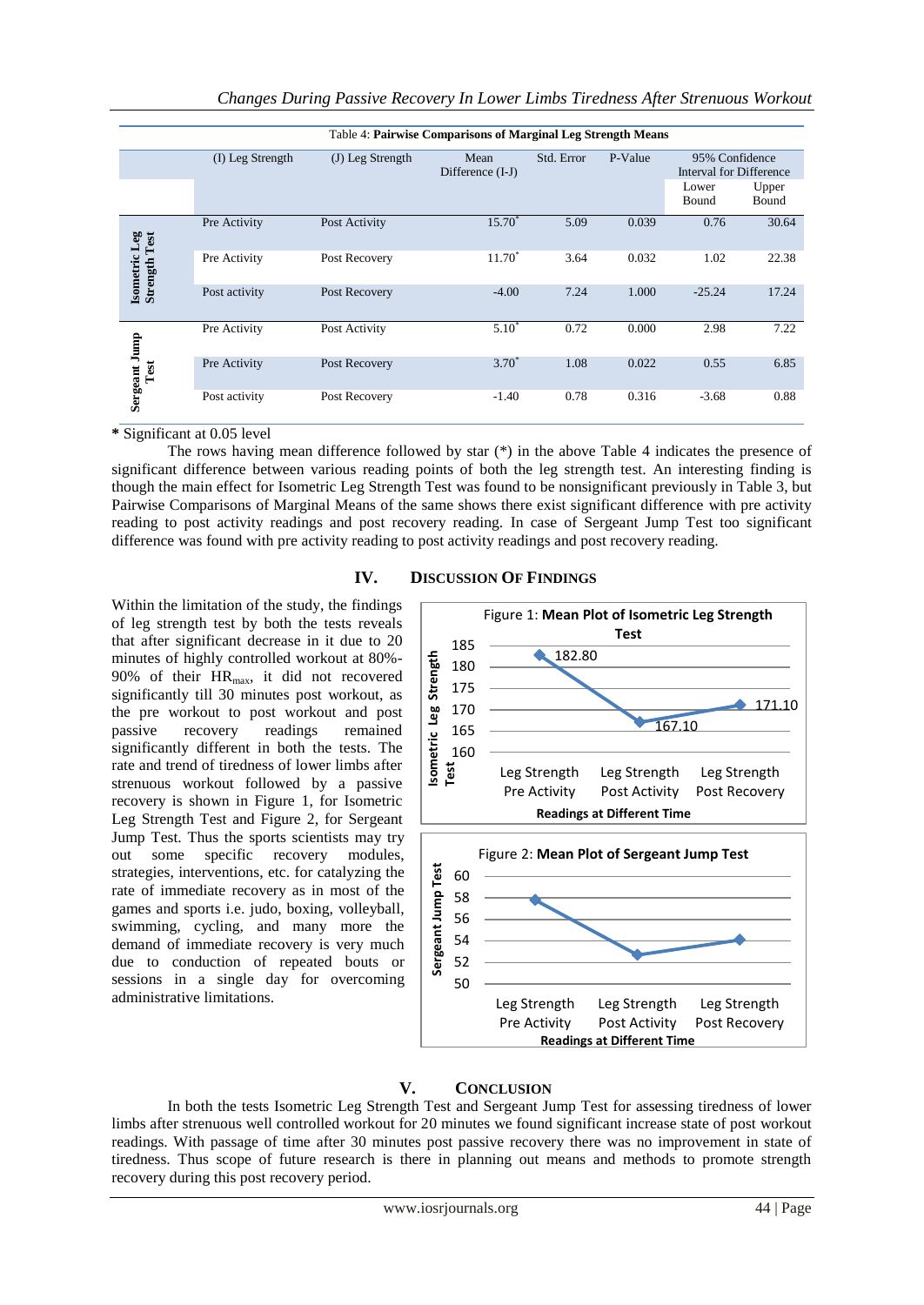Table 4: **Pairwise Comparisons of Marginal Leg Strength Means**

| | (I) Leg Strength | (J) Leg Strength | Mean Difference (I-J) | Std. Error | P-Value | 95% Confidence Interval for Difference | |
|---|---|---|---|---|---|---|---|
| | | | | | | Lower Bound | Upper Bound |
| Isometric Leg Strength Test | Pre Activity | Post Activity | 15.70* | 5.09 | 0.039 | 0.76 | 30.64 |
| | Pre Activity | Post Recovery | 11.70* | 3.64 | 0.032 | 1.02 | 22.38 |
| | Post activity | Post Recovery | -4.00 | 7.24 | 1.000 | -25.24 | 17.24 |
| Sergeant Jump Test | Pre Activity | Post Activity | 5.10* | 0.72 | 0.000 | 2.98 | 7.22 |
| | Pre Activity | Post Recovery | 3.70* | 1.08 | 0.022 | 0.55 | 6.85 |
| | Post activity | Post Recovery | -1.40 | 0.78 | 0.316 | -3.68 | 0.88 |

**\*** Significant at 0.05 level

The rows having mean difference followed by star (*) in the above Table 4 indicates the presence of significant difference between various reading points of both the leg strength test. An interesting finding is though the main effect for Isometric Leg Strength Test was found to be nonsignificant previously in Table 3, but Pairwise Comparisons of Marginal Means of the same shows there exist significant difference with pre activity reading to post activity readings and post recovery reading. In case of Sergeant Jump Test too significant difference was found with pre activity reading to post activity readings and post recovery reading.

## IV. Discussion Of Findings

Within the limitation of the study, the findings of leg strength test by both the tests reveals that after significant decrease in it due to 20 minutes of highly controlled workout at 80%-90% of their $HR_{max}$, it did not recovered significantly till 30 minutes post workout, as the pre workout to post workout and post passive recovery readings remained significantly different in both the tests. The rate and trend of tiredness of lower limbs after strenuous workout followed by a passive recovery is shown in Figure 1, for Isometric Leg Strength Test and Figure 2, for Sergeant Jump Test. Thus the sports scientists may try out some specific recovery modules, strategies, interventions, etc. for catalyzing the rate of immediate recovery as in most of the games and sports i.e. judo, boxing, volleyball, swimming, cycling, and many more the demand of immediate recovery is very much due to conduction of repeated bouts or sessions in a single day for overcoming administrative limitations.

Figure 1: **Mean Plot of Isometric Leg Strength Test**

| Readings at Different Time | Isometric Leg Strength Test |
|---|---|
| Leg Strength Pre Activity | 182.80 |
| Leg Strength Post Activity | 167.10 |
| Leg Strength Post Recovery | 171.10 |

Figure 2: **Mean Plot of Sergeant Jump Test**

(Line plot of Sergeant Jump Test readings for Leg Strength Pre Activity, Leg Strength Post Activity and Leg Strength Post Recovery; x-axis: Readings at Different Time; y-axis: Sergeant Jump Test, 50–60)

## V. Conclusion

In both the tests Isometric Leg Strength Test and Sergeant Jump Test for assessing tiredness of lower limbs after strenuous well controlled workout for 20 minutes we found significant increase state of post workout readings. With passage of time after 30 minutes post passive recovery there was no improvement in state of tiredness. Thus scope of future research is there in planning out means and methods to promote strength recovery during this post recovery period.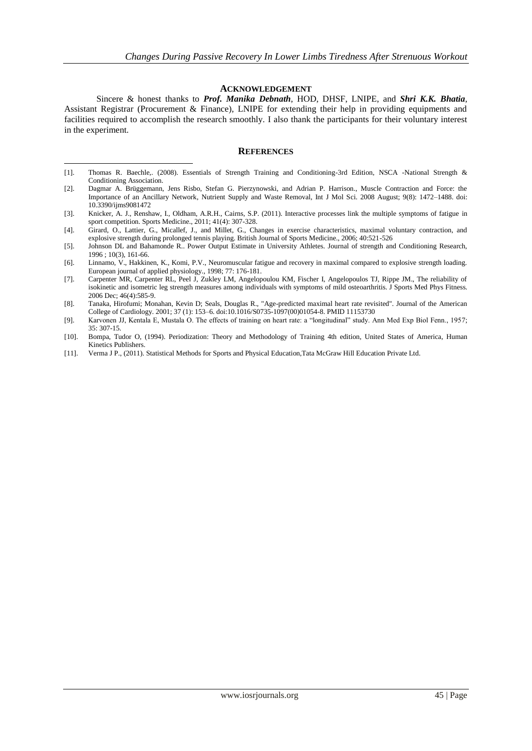## ACKNOWLEDGEMENT

Sincere & honest thanks to ***Prof. Manika Debnath***, HOD, DHSF, LNIPE, and ***Shri K.K. Bhatia***, Assistant Registrar (Procurement & Finance), LNIPE for extending their help in providing equipments and facilities required to accomplish the research smoothly. I also thank the participants for their voluntary interest in the experiment.

## REFERENCES

[1]. Thomas R. Baechle,. (2008). Essentials of Strength Training and Conditioning-3rd Edition, NSCA -National Strength & Conditioning Association.

[2]. Dagmar A. Brüggemann, Jens Risbo, Stefan G. Pierzynowski, and Adrian P. Harrison., Muscle Contraction and Force: the Importance of an Ancillary Network, Nutrient Supply and Waste Removal, Int J Mol Sci. 2008 August; 9(8): 1472–1488. doi: 10.3390/ijms9081472

[3]. Knicker, A. J., Renshaw, I., Oldham, A.R.H., Cairns, S.P. (2011). Interactive processes link the multiple symptoms of fatigue in sport competition. Sports Medicine., 2011; 41(4): 307-328.

[4]. Girard, O., Lattier, G., Micallef, J., and Millet, G., Changes in exercise characteristics, maximal voluntary contraction, and explosive strength during prolonged tennis playing. British Journal of Sports Medicine., 2006; 40:521-526

[5]. Johnson DL and Bahamonde R.. Power Output Estimate in University Athletes. Journal of strength and Conditioning Research, 1996 ; 10(3), 161-66.

[6]. Linnamo, V., Hakkinen, K., Komi, P.V., Neuromuscular fatigue and recovery in maximal compared to explosive strength loading. European journal of applied physiology., 1998; 77: 176-181.

[7]. Carpenter MR, Carpenter RL, Peel J, Zukley LM, Angelopoulou KM, Fischer I, Angelopoulos TJ, Rippe JM., The reliability of isokinetic and isometric leg strength measures among individuals with symptoms of mild osteoarthritis. J Sports Med Phys Fitness. 2006 Dec; 46(4):585-9.

[8]. Tanaka, Hirofumi; Monahan, Kevin D; Seals, Douglas R., "Age-predicted maximal heart rate revisited". Journal of the American College of Cardiology. 2001; 37 (1): 153–6. doi:10.1016/S0735-1097(00)01054-8. PMID 11153730

[9]. Karvonen JJ, Kentala E, Mustala O. The effects of training on heart rate: a "longitudinal" study. Ann Med Exp Biol Fenn., 1957; 35: 307-15.

[10]. Bompa, Tudor O, (1994). Periodization: Theory and Methodology of Training 4th edition, United States of America, Human Kinetics Publishers.

[11]. Verma J P., (2011). Statistical Methods for Sports and Physical Education,Tata McGraw Hill Education Private Ltd.